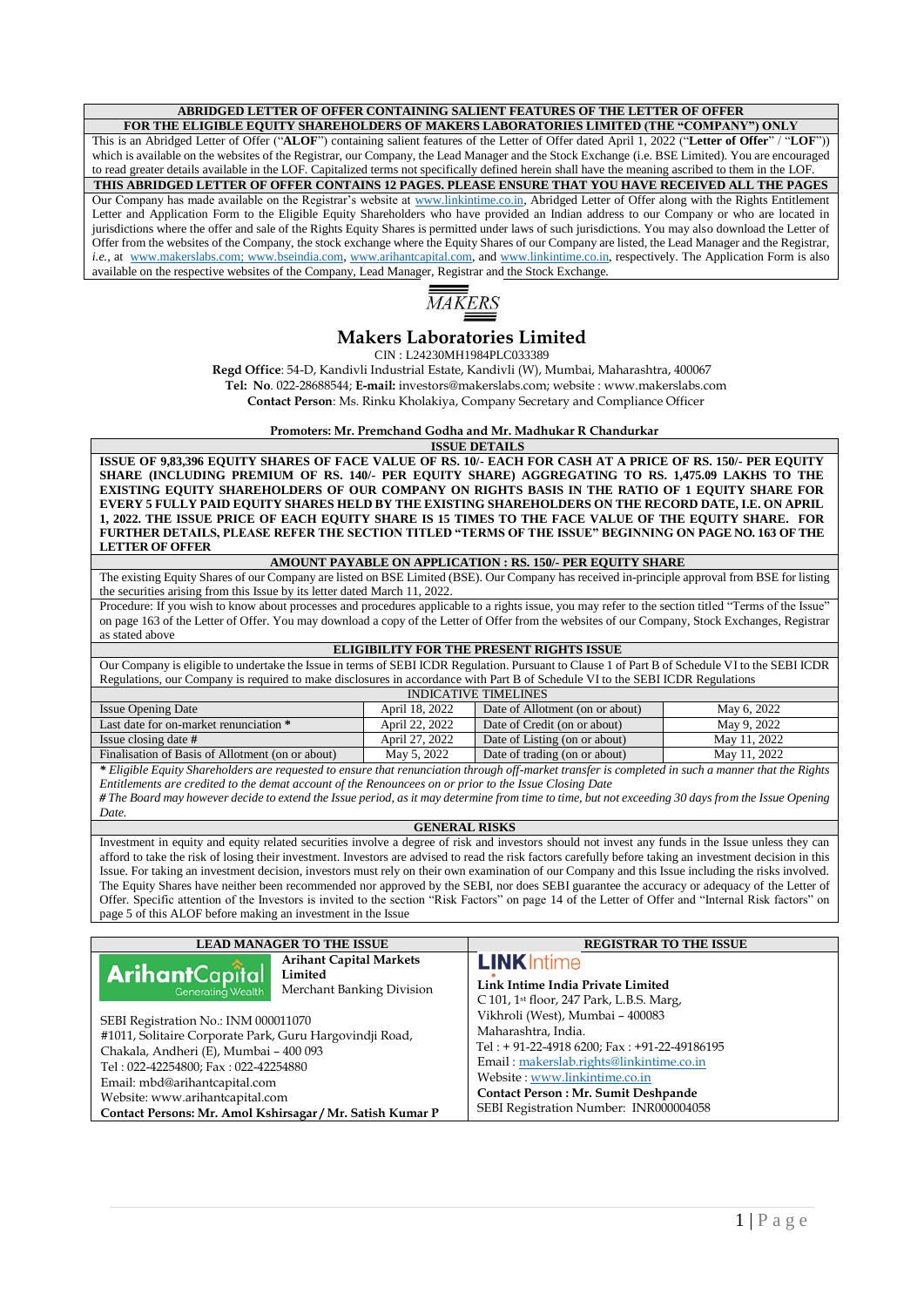**ABRIDGED LETTER OF OFFER CONTAINING SALIENT FEATURES OF THE LETTER OF OFFER**

**FOR THE ELIGIBLE EQUITY SHAREHOLDERS OF MAKERS LABORATORIES LIMITED (THE "COMPANY") ONLY**

This is an Abridged Letter of Offer ("**ALOF**") containing salient features of the Letter of Offer dated April 1, 2022 ("**Letter of Offer**" / "**LOF**")) which is available on the websites of the Registrar, our Company, the Lead Manager and the Stock Exchange (i.e. BSE Limited). You are encouraged to read greater details available in the LOF. Capitalized terms not specifically defined herein shall have the meaning ascribed to them in the LOF.

**THIS ABRIDGED LETTER OF OFFER CONTAINS 12 PAGES. PLEASE ENSURE THAT YOU HAVE RECEIVED ALL THE PAGES**

Our Company has made available on the Registrar's website at www.linkintime.co.in, Abridged Letter of Offer along with the Rights Entitlement Letter and Application Form to the Eligible Equity Shareholders who have provided an Indian address to our Company or who are located in jurisdictions where the offer and sale of the Rights Equity Shares is permitted under laws of such jurisdictions. You may also download the Letter of Offer from the websites of the Company, the stock exchange where the Equity Shares of our Company are listed, the Lead Manager and the Registrar, *i.e.*, at www.makerslabs.com; www.bseindia.com, www.arihantcapital.com, and www.linkintime.co.in, respectively. The Application Form is also available on the respective websites of the Company, Lead Manager, Registrar and the Stock Exchange.

MAKERS

# Makers Laboratories Limited

CIN : L24230MH1984PLC033389

**Regd Office**: 54-D, Kandivli Industrial Estate, Kandivli (W), Mumbai, Maharashtra, 400067

**Tel: No**. 022-28688544; **E-mail:** investors@makerslabs.com; website : www.makerslabs.com

**Contact Person**: Ms. Rinku Kholakiya, Company Secretary and Compliance Officer

**Promoters: Mr. Premchand Godha and Mr. Madhukar R Chandurkar**

**ISSUE DETAILS**

**ISSUE OF 9,83,396 EQUITY SHARES OF FACE VALUE OF RS. 10/- EACH FOR CASH AT A PRICE OF RS. 150/- PER EQUITY SHARE (INCLUDING PREMIUM OF RS. 140/- PER EQUITY SHARE) AGGREGATING TO RS. 1,475.09 LAKHS TO THE EXISTING EQUITY SHAREHOLDERS OF OUR COMPANY ON RIGHTS BASIS IN THE RATIO OF 1 EQUITY SHARE FOR EVERY 5 FULLY PAID EQUITY SHARES HELD BY THE EXISTING SHAREHOLDERS ON THE RECORD DATE, I.E. ON APRIL 1, 2022. THE ISSUE PRICE OF EACH EQUITY SHARE IS 15 TIMES TO THE FACE VALUE OF THE EQUITY SHARE. FOR FURTHER DETAILS, PLEASE REFER THE SECTION TITLED "TERMS OF THE ISSUE" BEGINNING ON PAGE NO. 163 OF THE LETTER OF OFFER**

**AMOUNT PAYABLE ON APPLICATION : RS. 150/- PER EQUITY SHARE**

The existing Equity Shares of our Company are listed on BSE Limited (BSE). Our Company has received in-principle approval from BSE for listing the securities arising from this Issue by its letter dated March 11, 2022.

Procedure: If you wish to know about processes and procedures applicable to a rights issue, you may refer to the section titled "Terms of the Issue" on page 163 of the Letter of Offer. You may download a copy of the Letter of Offer from the websites of our Company, Stock Exchanges, Registrar as stated above

**ELIGIBILITY FOR THE PRESENT RIGHTS ISSUE**

Our Company is eligible to undertake the Issue in terms of SEBI ICDR Regulation. Pursuant to Clause 1 of Part B of Schedule VI to the SEBI ICDR Regulations, our Company is required to make disclosures in accordance with Part B of Schedule VI to the SEBI ICDR Regulations

**INDICATIVE TIMELINES**

| Issue Opening Date | April 18, 2022 | Date of Allotment (on or about) | May 6, 2022 |
|---|---|---|---|
| Last date for on-market renunciation * | April 22, 2022 | Date of Credit (on or about) | May 9, 2022 |
| Issue closing date # | April 27, 2022 | Date of Listing (on or about) | May 11, 2022 |
| Finalisation of Basis of Allotment (on or about) | May 5, 2022 | Date of trading (on or about) | May 11, 2022 |

*\* Eligible Equity Shareholders are requested to ensure that renunciation through off-market transfer is completed in such a manner that the Rights Entitlements are credited to the demat account of the Renouncees on or prior to the Issue Closing Date*

*# The Board may however decide to extend the Issue period, as it may determine from time to time, but not exceeding 30 days from the Issue Opening Date.*

**GENERAL RISKS**

Investment in equity and equity related securities involve a degree of risk and investors should not invest any funds in the Issue unless they can afford to take the risk of losing their investment. Investors are advised to read the risk factors carefully before taking an investment decision in this Issue. For taking an investment decision, investors must rely on their own examination of our Company and this Issue including the risks involved. The Equity Shares have neither been recommended nor approved by the SEBI, nor does SEBI guarantee the accuracy or adequacy of the Letter of Offer. Specific attention of the Investors is invited to the section "Risk Factors" on page 14 of the Letter of Offer and "Internal Risk factors" on page 5 of this ALOF before making an investment in the Issue

| LEAD MANAGER TO THE ISSUE | REGISTRAR TO THE ISSUE |
|---|---|
| ArihantCapital Generating Wealth<br>**Arihant Capital Markets Limited**<br>Merchant Banking Division<br>SEBI Registration No.: INM 000011070<br>#1011, Solitaire Corporate Park, Guru Hargovindji Road, Chakala, Andheri (E), Mumbai – 400 093<br>Tel : 022-42254800; Fax : 022-42254880<br>Email: mbd@arihantcapital.com<br>Website: www.arihantcapital.com<br>**Contact Persons: Mr. Amol Kshirsagar / Mr. Satish Kumar P** | LINKIntime<br>**Link Intime India Private Limited**<br>C 101, 1st floor, 247 Park, L.B.S. Marg, Vikhroli (West), Mumbai – 400083<br>Maharashtra, India.<br>Tel : + 91-22-4918 6200; Fax : +91-22-49186195<br>Email : makerslab.rights@linkintime.co.in<br>Website : www.linkintime.co.in<br>**Contact Person : Mr. Sumit Deshpande**<br>SEBI Registration Number: INR000004058 |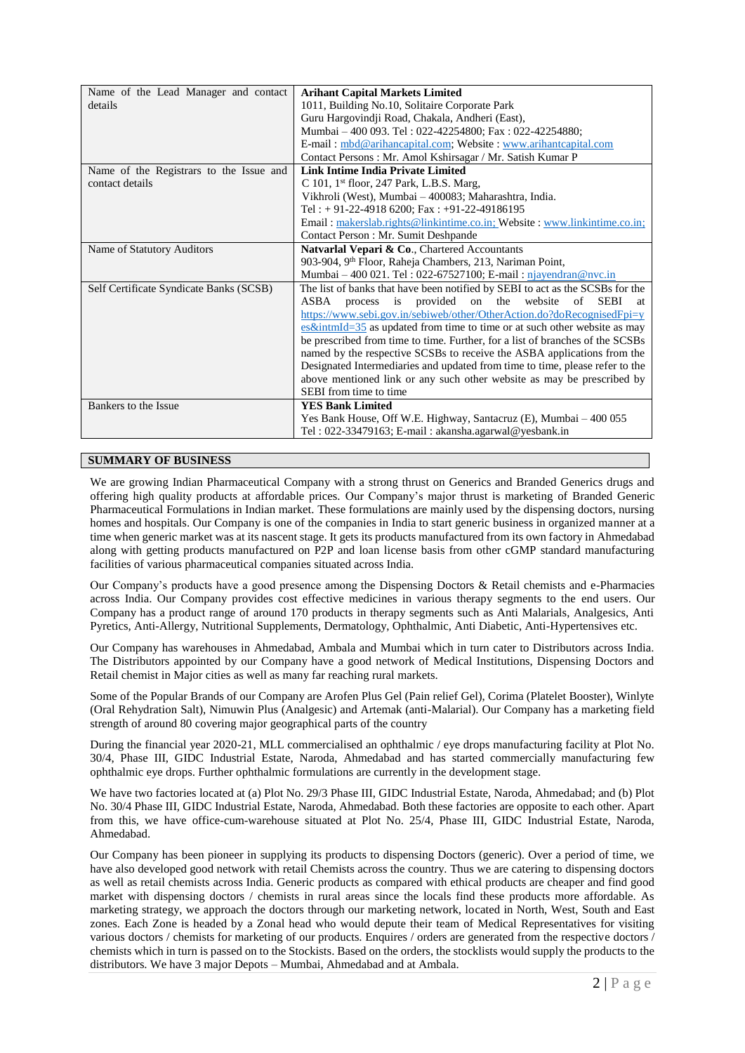| Name of the Lead Manager and contact details | **Arihant Capital Markets Limited**<br>1011, Building No.10, Solitaire Corporate Park<br>Guru Hargovindji Road, Chakala, Andheri (East),<br>Mumbai – 400 093. Tel : 022-42254800; Fax : 022-42254880;<br>E-mail : mbd@arihancapital.com; Website : www.arihantcapital.com<br>Contact Persons : Mr. Amol Kshirsagar / Mr. Satish Kumar P |
|---|---|
| Name of the Registrars to the Issue and contact details | **Link Intime India Private Limited**<br>C 101, 1st floor, 247 Park, L.B.S. Marg,<br>Vikhroli (West), Mumbai – 400083; Maharashtra, India.<br>Tel : + 91-22-4918 6200; Fax : +91-22-49186195<br>Email : makerslab.rights@linkintime.co.in; Website : www.linkintime.co.in;<br>Contact Person : Mr. Sumit Deshpande |
| Name of Statutory Auditors | **Natvarlal Vepari & Co**., Chartered Accountants<br>903-904, 9th Floor, Raheja Chambers, 213, Nariman Point,<br>Mumbai – 400 021. Tel : 022-67527100; E-mail : njayendran@nvc.in |
| Self Certificate Syndicate Banks (SCSB) | The list of banks that have been notified by SEBI to act as the SCSBs for the ASBA process is provided on the website of SEBI at https://www.sebi.gov.in/sebiweb/other/OtherAction.do?doRecognisedFpi=yes&intmId=35 as updated from time to time or at such other website as may be prescribed from time to time. Further, for a list of branches of the SCSBs named by the respective SCSBs to receive the ASBA applications from the Designated Intermediaries and updated from time to time, please refer to the above mentioned link or any such other website as may be prescribed by SEBI from time to time |
| Bankers to the Issue | **YES Bank Limited**<br>Yes Bank House, Off W.E. Highway, Santacruz (E), Mumbai – 400 055<br>Tel : 022-33479163; E-mail : akansha.agarwal@yesbank.in |

## SUMMARY OF BUSINESS

We are growing Indian Pharmaceutical Company with a strong thrust on Generics and Branded Generics drugs and offering high quality products at affordable prices. Our Company's major thrust is marketing of Branded Generic Pharmaceutical Formulations in Indian market. These formulations are mainly used by the dispensing doctors, nursing homes and hospitals. Our Company is one of the companies in India to start generic business in organized manner at a time when generic market was at its nascent stage. It gets its products manufactured from its own factory in Ahmedabad along with getting products manufactured on P2P and loan license basis from other cGMP standard manufacturing facilities of various pharmaceutical companies situated across India.

Our Company's products have a good presence among the Dispensing Doctors & Retail chemists and e-Pharmacies across India. Our Company provides cost effective medicines in various therapy segments to the end users. Our Company has a product range of around 170 products in therapy segments such as Anti Malarials, Analgesics, Anti Pyretics, Anti-Allergy, Nutritional Supplements, Dermatology, Ophthalmic, Anti Diabetic, Anti-Hypertensives etc.

Our Company has warehouses in Ahmedabad, Ambala and Mumbai which in turn cater to Distributors across India. The Distributors appointed by our Company have a good network of Medical Institutions, Dispensing Doctors and Retail chemist in Major cities as well as many far reaching rural markets.

Some of the Popular Brands of our Company are Arofen Plus Gel (Pain relief Gel), Corima (Platelet Booster), Winlyte (Oral Rehydration Salt), Nimuwin Plus (Analgesic) and Artemak (anti-Malarial). Our Company has a marketing field strength of around 80 covering major geographical parts of the country

During the financial year 2020-21, MLL commercialised an ophthalmic / eye drops manufacturing facility at Plot No. 30/4, Phase III, GIDC Industrial Estate, Naroda, Ahmedabad and has started commercially manufacturing few ophthalmic eye drops. Further ophthalmic formulations are currently in the development stage.

We have two factories located at (a) Plot No. 29/3 Phase III, GIDC Industrial Estate, Naroda, Ahmedabad; and (b) Plot No. 30/4 Phase III, GIDC Industrial Estate, Naroda, Ahmedabad. Both these factories are opposite to each other. Apart from this, we have office-cum-warehouse situated at Plot No. 25/4, Phase III, GIDC Industrial Estate, Naroda, Ahmedabad.

Our Company has been pioneer in supplying its products to dispensing Doctors (generic). Over a period of time, we have also developed good network with retail Chemists across the country. Thus we are catering to dispensing doctors as well as retail chemists across India. Generic products as compared with ethical products are cheaper and find good market with dispensing doctors / chemists in rural areas since the locals find these products more affordable. As marketing strategy, we approach the doctors through our marketing network, located in North, West, South and East zones. Each Zone is headed by a Zonal head who would depute their team of Medical Representatives for visiting various doctors / chemists for marketing of our products. Enquires / orders are generated from the respective doctors / chemists which in turn is passed on to the Stockists. Based on the orders, the stocklists would supply the products to the distributors. We have 3 major Depots – Mumbai, Ahmedabad and at Ambala.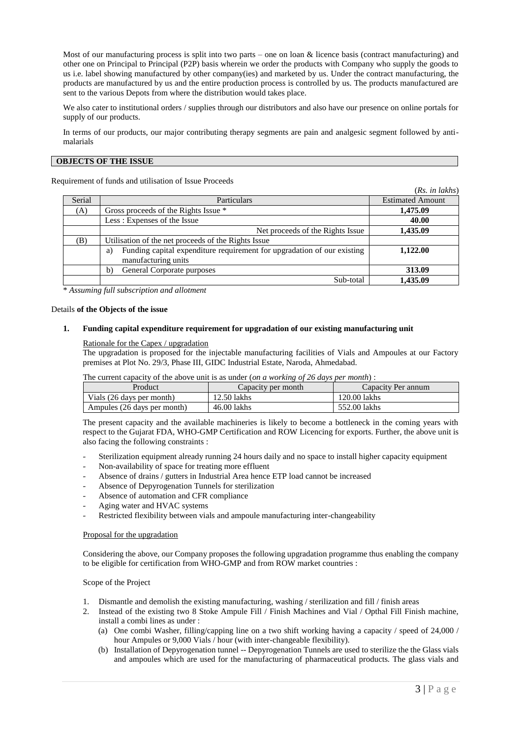Most of our manufacturing process is split into two parts – one on loan & licence basis (contract manufacturing) and other one on Principal to Principal (P2P) basis wherein we order the products with Company who supply the goods to us i.e. label showing manufactured by other company(ies) and marketed by us. Under the contract manufacturing, the products are manufactured by us and the entire production process is controlled by us. The products manufactured are sent to the various Depots from where the distribution would takes place.

We also cater to institutional orders / supplies through our distributors and also have our presence on online portals for supply of our products.

In terms of our products, our major contributing therapy segments are pain and analgesic segment followed by anti-malarials

## OBJECTS OF THE ISSUE

Requirement of funds and utilisation of Issue Proceeds

(*Rs. in lakhs*)

| Serial | Particulars | Estimated Amount |
|---|---|---|
| (A) | Gross proceeds of the Rights Issue * | **1,475.09** |
| | Less : Expenses of the Issue | **40.00** |
| | Net proceeds of the Rights Issue | **1,435.09** |
| (B) | Utilisation of the net proceeds of the Rights Issue | |
| | a) Funding capital expenditure requirement for upgradation of our existing manufacturing units | **1,122.00** |
| | b) General Corporate purposes | **313.09** |
| | Sub-total | **1,435.09** |

* *Assuming full subscription and allotment*

Details **of the Objects of the issue**

**1. Funding capital expenditure requirement for upgradation of our existing manufacturing unit**

Rationale for the Capex / upgradation

The upgradation is proposed for the injectable manufacturing facilities of Vials and Ampoules at our Factory premises at Plot No. 29/3, Phase III, GIDC Industrial Estate, Naroda, Ahmedabad.

The current capacity of the above unit is as under (*on a working of 26 days per month*) :

| Product | Capacity per month | Capacity Per annum |
|---|---|---|
| Vials (26 days per month) | 12.50 lakhs | 120.00 lakhs |
| Ampules (26 days per month) | 46.00 lakhs | 552.00 lakhs |

The present capacity and the available machineries is likely to become a bottleneck in the coming years with respect to the Gujarat FDA, WHO-GMP Certification and ROW Licencing for exports. Further, the above unit is also facing the following constraints :

- Sterilization equipment already running 24 hours daily and no space to install higher capacity equipment
- Non-availability of space for treating more effluent
- Absence of drains / gutters in Industrial Area hence ETP load cannot be increased
- Absence of Depyrogenation Tunnels for sterilization
- Absence of automation and CFR compliance
- Aging water and HVAC systems
- Restricted flexibility between vials and ampoule manufacturing inter-changeability

Proposal for the upgradation

Considering the above, our Company proposes the following upgradation programme thus enabling the company to be eligible for certification from WHO-GMP and from ROW market countries :

Scope of the Project

1. Dismantle and demolish the existing manufacturing, washing / sterilization and fill / finish areas
2. Instead of the existing two 8 Stoke Ampule Fill / Finish Machines and Vial / Opthal Fill Finish machine, install a combi lines as under :
   (a) One combi Washer, filling/capping line on a two shift working having a capacity / speed of 24,000 / hour Ampules or 9,000 Vials / hour (with inter-changeable flexibility).
   (b) Installation of Depyrogenation tunnel -- Depyrogenation Tunnels are used to sterilize the the Glass vials and ampoules which are used for the manufacturing of pharmaceutical products. The glass vials and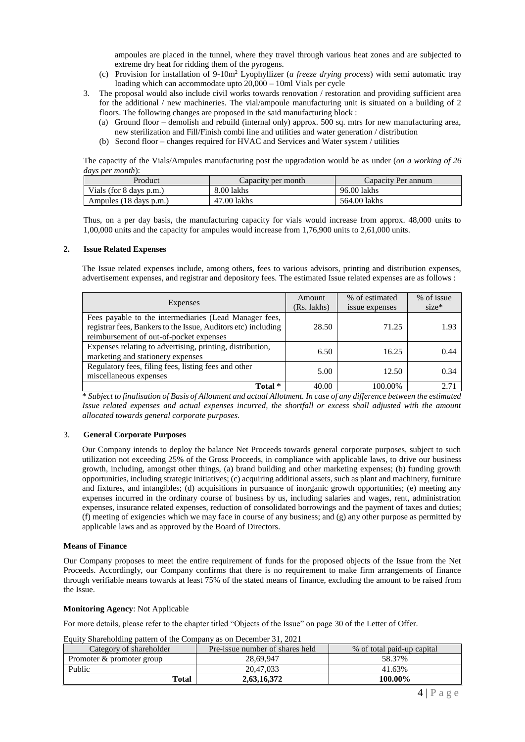ampoules are placed in the tunnel, where they travel through various heat zones and are subjected to extreme dry heat for ridding them of the pyrogens.

(c) Provision for installation of 9-10m$^2$ Lyophyllizer (*a freeze drying process*) with semi automatic tray loading which can accommodate upto 20,000 – 10ml Vials per cycle

3. The proposal would also include civil works towards renovation / restoration and providing sufficient area for the additional / new machineries. The vial/ampoule manufacturing unit is situated on a building of 2 floors. The following changes are proposed in the said manufacturing block :
   (a) Ground floor – demolish and rebuild (internal only) approx. 500 sq. mtrs for new manufacturing area, new sterilization and Fill/Finish combi line and utilities and water generation / distribution
   (b) Second floor – changes required for HVAC and Services and Water system / utilities

The capacity of the Vials/Ampules manufacturing post the upgradation would be as under (*on a working of 26 days per month*):

| Product | Capacity per month | Capacity Per annum |
|---|---|---|
| Vials (for 8 days p.m.) | 8.00 lakhs | 96.00 lakhs |
| Ampules (18 days p.m.) | 47.00 lakhs | 564.00 lakhs |

Thus, on a per day basis, the manufacturing capacity for vials would increase from approx. 48,000 units to 1,00,000 units and the capacity for ampules would increase from 1,76,900 units to 2,61,000 units.

## 2. Issue Related Expenses

The Issue related expenses include, among others, fees to various advisors, printing and distribution expenses, advertisement expenses, and registrar and depository fees. The estimated Issue related expenses are as follows :

| Expenses | Amount (Rs. lakhs) | % of estimated issue expenses | % of issue size* |
|---|---|---|---|
| Fees payable to the intermediaries (Lead Manager fees, registrar fees, Bankers to the Issue, Auditors etc) including reimbursement of out-of-pocket expenses | 28.50 | 71.25 | 1.93 |
| Expenses relating to advertising, printing, distribution, marketing and stationery expenses | 6.50 | 16.25 | 0.44 |
| Regulatory fees, filing fees, listing fees and other miscellaneous expenses | 5.00 | 12.50 | 0.34 |
| **Total *** | 40.00 | 100.00% | 2.71 |

* *Subject to finalisation of Basis of Allotment and actual Allotment. In case of any difference between the estimated Issue related expenses and actual expenses incurred, the shortfall or excess shall adjusted with the amount allocated towards general corporate purposes.*

## 3. General Corporate Purposes

Our Company intends to deploy the balance Net Proceeds towards general corporate purposes, subject to such utilization not exceeding 25% of the Gross Proceeds, in compliance with applicable laws, to drive our business growth, including, amongst other things, (a) brand building and other marketing expenses; (b) funding growth opportunities, including strategic initiatives; (c) acquiring additional assets, such as plant and machinery, furniture and fixtures, and intangibles; (d) acquisitions in pursuance of inorganic growth opportunities; (e) meeting any expenses incurred in the ordinary course of business by us, including salaries and wages, rent, administration expenses, insurance related expenses, reduction of consolidated borrowings and the payment of taxes and duties; (f) meeting of exigencies which we may face in course of any business; and (g) any other purpose as permitted by applicable laws and as approved by the Board of Directors.

**Means of Finance**

Our Company proposes to meet the entire requirement of funds for the proposed objects of the Issue from the Net Proceeds. Accordingly, our Company confirms that there is no requirement to make firm arrangements of finance through verifiable means towards at least 75% of the stated means of finance, excluding the amount to be raised from the Issue.

**Monitoring Agency**: Not Applicable

For more details, please refer to the chapter titled "Objects of the Issue" on page 30 of the Letter of Offer.

Equity Shareholding pattern of the Company as on December 31, 2021

| Category of shareholder | Pre-issue number of shares held | % of total paid-up capital |
|---|---|---|
| Promoter & promoter group | 28,69,947 | 58.37% |
| Public | 20,47,033 | 41.63% |
| **Total** | **2,63,16,372** | **100.00%** |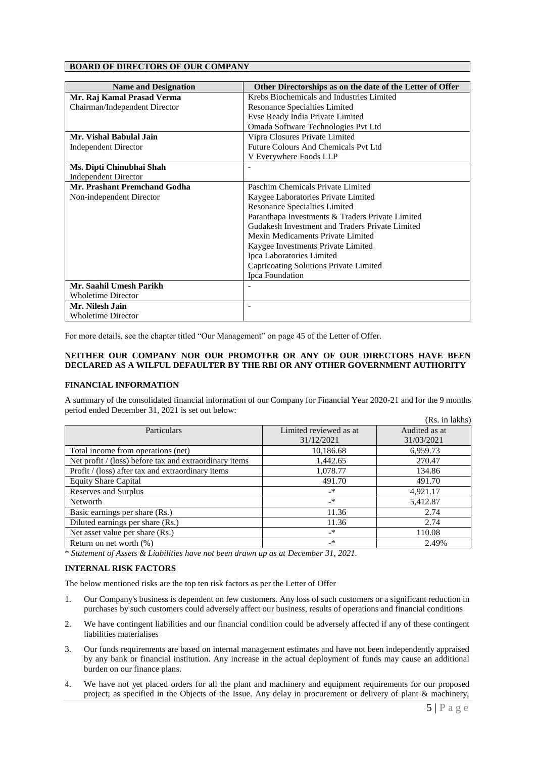## BOARD OF DIRECTORS OF OUR COMPANY

| Name and Designation | Other Directorships as on the date of the Letter of Offer |
|---|---|
| **Mr. Raj Kamal Prasad Verma**<br>Chairman/Independent Director | Krebs Biochemicals and Industries Limited<br>Resonance Specialties Limited<br>Evse Ready India Private Limited<br>Omada Software Technologies Pvt Ltd |
| **Mr. Vishal Babulal Jain**<br>Independent Director | Vipra Closures Private Limited<br>Future Colours And Chemicals Pvt Ltd<br>V Everywhere Foods LLP |
| **Ms. Dipti Chinubhai Shah**<br>Independent Director | - |
| **Mr. Prashant Premchand Godha**<br>Non-independent Director | Paschim Chemicals Private Limited<br>Kaygee Laboratories Private Limited<br>Resonance Specialties Limited<br>Paranthapa Investments & Traders Private Limited<br>Gudakesh Investment and Traders Private Limited<br>Mexin Medicaments Private Limited<br>Kaygee Investments Private Limited<br>Ipca Laboratories Limited<br>Capricoating Solutions Private Limited<br>Ipca Foundation |
| **Mr. Saahil Umesh Parikh**<br>Wholetime Director | - |
| **Mr. Nilesh Jain**<br>Wholetime Director | - |

For more details, see the chapter titled "Our Management" on page 45 of the Letter of Offer.

**NEITHER OUR COMPANY NOR OUR PROMOTER OR ANY OF OUR DIRECTORS HAVE BEEN DECLARED AS A WILFUL DEFAULTER BY THE RBI OR ANY OTHER GOVERNMENT AUTHORITY**

### FINANCIAL INFORMATION

A summary of the consolidated financial information of our Company for Financial Year 2020-21 and for the 9 months period ended December 31, 2021 is set out below:

(Rs. in lakhs)

| Particulars | Limited reviewed as at 31/12/2021 | Audited as at 31/03/2021 |
|---|---|---|
| Total income from operations (net) | 10,186.68 | 6,959.73 |
| Net profit / (loss) before tax and extraordinary items | 1,442.65 | 270.47 |
| Profit / (loss) after tax and extraordinary items | 1,078.77 | 134.86 |
| Equity Share Capital | 491.70 | 491.70 |
| Reserves and Surplus | -* | 4,921.17 |
| Networth | -* | 5,412.87 |
| Basic earnings per share (Rs.) | 11.36 | 2.74 |
| Diluted earnings per share (Rs.) | 11.36 | 2.74 |
| Net asset value per share (Rs.) | -* | 110.08 |
| Return on net worth (%) | -* | 2.49% |

\* *Statement of Assets & Liabilities have not been drawn up as at December 31, 2021.*

### INTERNAL RISK FACTORS

The below mentioned risks are the top ten risk factors as per the Letter of Offer

1. Our Company's business is dependent on few customers. Any loss of such customers or a significant reduction in purchases by such customers could adversely affect our business, results of operations and financial conditions
2. We have contingent liabilities and our financial condition could be adversely affected if any of these contingent liabilities materialises
3. Our funds requirements are based on internal management estimates and have not been independently appraised by any bank or financial institution. Any increase in the actual deployment of funds may cause an additional burden on our finance plans.
4. We have not yet placed orders for all the plant and machinery and equipment requirements for our proposed project; as specified in the Objects of the Issue. Any delay in procurement or delivery of plant & machinery,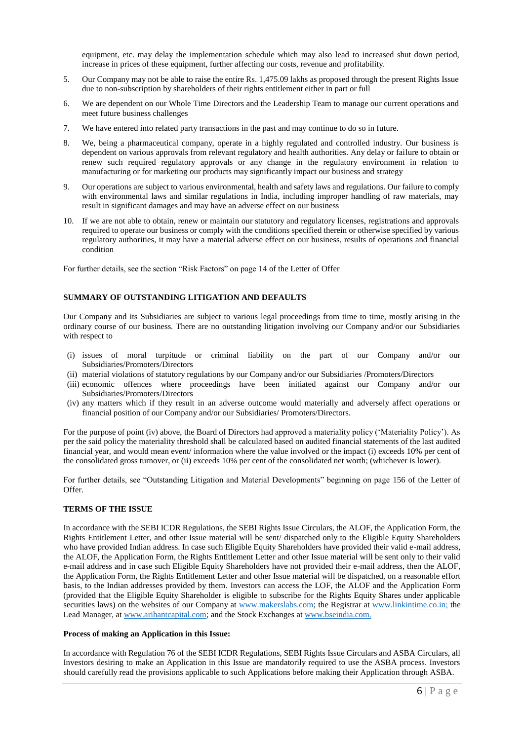equipment, etc. may delay the implementation schedule which may also lead to increased shut down period, increase in prices of these equipment, further affecting our costs, revenue and profitability.

5. Our Company may not be able to raise the entire Rs. 1,475.09 lakhs as proposed through the present Rights Issue due to non-subscription by shareholders of their rights entitlement either in part or full
6. We are dependent on our Whole Time Directors and the Leadership Team to manage our current operations and meet future business challenges
7. We have entered into related party transactions in the past and may continue to do so in future.
8. We, being a pharmaceutical company, operate in a highly regulated and controlled industry. Our business is dependent on various approvals from relevant regulatory and health authorities. Any delay or failure to obtain or renew such required regulatory approvals or any change in the regulatory environment in relation to manufacturing or for marketing our products may significantly impact our business and strategy
9. Our operations are subject to various environmental, health and safety laws and regulations. Our failure to comply with environmental laws and similar regulations in India, including improper handling of raw materials, may result in significant damages and may have an adverse effect on our business
10. If we are not able to obtain, renew or maintain our statutory and regulatory licenses, registrations and approvals required to operate our business or comply with the conditions specified therein or otherwise specified by various regulatory authorities, it may have a material adverse effect on our business, results of operations and financial condition

For further details, see the section "Risk Factors" on page 14 of the Letter of Offer

**SUMMARY OF OUTSTANDING LITIGATION AND DEFAULTS**

Our Company and its Subsidiaries are subject to various legal proceedings from time to time, mostly arising in the ordinary course of our business. There are no outstanding litigation involving our Company and/or our Subsidiaries with respect to

(i) issues of moral turpitude or criminal liability on the part of our Company and/or our Subsidiaries/Promoters/Directors
(ii) material violations of statutory regulations by our Company and/or our Subsidiaries /Promoters/Directors
(iii) economic offences where proceedings have been initiated against our Company and/or our Subsidiaries/Promoters/Directors
(iv) any matters which if they result in an adverse outcome would materially and adversely affect operations or financial position of our Company and/or our Subsidiaries/ Promoters/Directors.

For the purpose of point (iv) above, the Board of Directors had approved a materiality policy ('Materiality Policy'). As per the said policy the materiality threshold shall be calculated based on audited financial statements of the last audited financial year, and would mean event/ information where the value involved or the impact (i) exceeds 10% per cent of the consolidated gross turnover, or (ii) exceeds 10% per cent of the consolidated net worth; (whichever is lower).

For further details, see "Outstanding Litigation and Material Developments" beginning on page 156 of the Letter of Offer.

**TERMS OF THE ISSUE**

In accordance with the SEBI ICDR Regulations, the SEBI Rights Issue Circulars, the ALOF, the Application Form, the Rights Entitlement Letter, and other Issue material will be sent/ dispatched only to the Eligible Equity Shareholders who have provided Indian address. In case such Eligible Equity Shareholders have provided their valid e-mail address, the ALOF, the Application Form, the Rights Entitlement Letter and other Issue material will be sent only to their valid e-mail address and in case such Eligible Equity Shareholders have not provided their e-mail address, then the ALOF, the Application Form, the Rights Entitlement Letter and other Issue material will be dispatched, on a reasonable effort basis, to the Indian addresses provided by them. Investors can access the LOF, the ALOF and the Application Form (provided that the Eligible Equity Shareholder is eligible to subscribe for the Rights Equity Shares under applicable securities laws) on the websites of our Company at www.makerslabs.com; the Registrar at www.linkintime.co.in; the Lead Manager, at www.arihantcapital.com; and the Stock Exchanges at www.bseindia.com.

**Process of making an Application in this Issue:**

In accordance with Regulation 76 of the SEBI ICDR Regulations, SEBI Rights Issue Circulars and ASBA Circulars, all Investors desiring to make an Application in this Issue are mandatorily required to use the ASBA process. Investors should carefully read the provisions applicable to such Applications before making their Application through ASBA.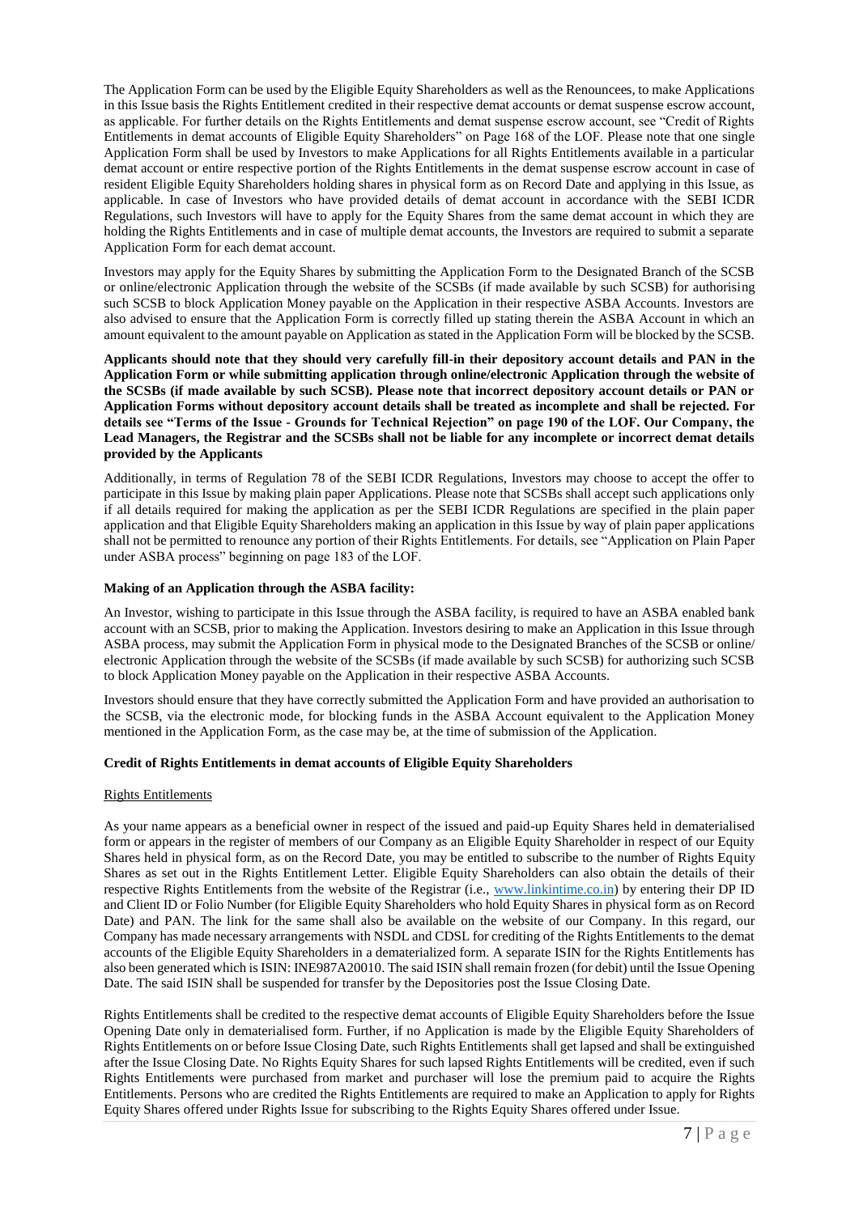The Application Form can be used by the Eligible Equity Shareholders as well as the Renouncees, to make Applications in this Issue basis the Rights Entitlement credited in their respective demat accounts or demat suspense escrow account, as applicable. For further details on the Rights Entitlements and demat suspense escrow account, see "Credit of Rights Entitlements in demat accounts of Eligible Equity Shareholders" on Page 168 of the LOF. Please note that one single Application Form shall be used by Investors to make Applications for all Rights Entitlements available in a particular demat account or entire respective portion of the Rights Entitlements in the demat suspense escrow account in case of resident Eligible Equity Shareholders holding shares in physical form as on Record Date and applying in this Issue, as applicable. In case of Investors who have provided details of demat account in accordance with the SEBI ICDR Regulations, such Investors will have to apply for the Equity Shares from the same demat account in which they are holding the Rights Entitlements and in case of multiple demat accounts, the Investors are required to submit a separate Application Form for each demat account.

Investors may apply for the Equity Shares by submitting the Application Form to the Designated Branch of the SCSB or online/electronic Application through the website of the SCSBs (if made available by such SCSB) for authorising such SCSB to block Application Money payable on the Application in their respective ASBA Accounts. Investors are also advised to ensure that the Application Form is correctly filled up stating therein the ASBA Account in which an amount equivalent to the amount payable on Application as stated in the Application Form will be blocked by the SCSB.

**Applicants should note that they should very carefully fill-in their depository account details and PAN in the Application Form or while submitting application through online/electronic Application through the website of the SCSBs (if made available by such SCSB). Please note that incorrect depository account details or PAN or Application Forms without depository account details shall be treated as incomplete and shall be rejected. For details see "Terms of the Issue - Grounds for Technical Rejection" on page 190 of the LOF. Our Company, the Lead Managers, the Registrar and the SCSBs shall not be liable for any incomplete or incorrect demat details provided by the Applicants**

Additionally, in terms of Regulation 78 of the SEBI ICDR Regulations, Investors may choose to accept the offer to participate in this Issue by making plain paper Applications. Please note that SCSBs shall accept such applications only if all details required for making the application as per the SEBI ICDR Regulations are specified in the plain paper application and that Eligible Equity Shareholders making an application in this Issue by way of plain paper applications shall not be permitted to renounce any portion of their Rights Entitlements. For details, see "Application on Plain Paper under ASBA process" beginning on page 183 of the LOF.

**Making of an Application through the ASBA facility:**

An Investor, wishing to participate in this Issue through the ASBA facility, is required to have an ASBA enabled bank account with an SCSB, prior to making the Application. Investors desiring to make an Application in this Issue through ASBA process, may submit the Application Form in physical mode to the Designated Branches of the SCSB or online/ electronic Application through the website of the SCSBs (if made available by such SCSB) for authorizing such SCSB to block Application Money payable on the Application in their respective ASBA Accounts.

Investors should ensure that they have correctly submitted the Application Form and have provided an authorisation to the SCSB, via the electronic mode, for blocking funds in the ASBA Account equivalent to the Application Money mentioned in the Application Form, as the case may be, at the time of submission of the Application.

**Credit of Rights Entitlements in demat accounts of Eligible Equity Shareholders**

Rights Entitlements

As your name appears as a beneficial owner in respect of the issued and paid-up Equity Shares held in dematerialised form or appears in the register of members of our Company as an Eligible Equity Shareholder in respect of our Equity Shares held in physical form, as on the Record Date, you may be entitled to subscribe to the number of Rights Equity Shares as set out in the Rights Entitlement Letter. Eligible Equity Shareholders can also obtain the details of their respective Rights Entitlements from the website of the Registrar (i.e., www.linkintime.co.in) by entering their DP ID and Client ID or Folio Number (for Eligible Equity Shareholders who hold Equity Shares in physical form as on Record Date) and PAN. The link for the same shall also be available on the website of our Company. In this regard, our Company has made necessary arrangements with NSDL and CDSL for crediting of the Rights Entitlements to the demat accounts of the Eligible Equity Shareholders in a dematerialized form. A separate ISIN for the Rights Entitlements has also been generated which is ISIN: INE987A20010. The said ISIN shall remain frozen (for debit) until the Issue Opening Date. The said ISIN shall be suspended for transfer by the Depositories post the Issue Closing Date.

Rights Entitlements shall be credited to the respective demat accounts of Eligible Equity Shareholders before the Issue Opening Date only in dematerialised form. Further, if no Application is made by the Eligible Equity Shareholders of Rights Entitlements on or before Issue Closing Date, such Rights Entitlements shall get lapsed and shall be extinguished after the Issue Closing Date. No Rights Equity Shares for such lapsed Rights Entitlements will be credited, even if such Rights Entitlements were purchased from market and purchaser will lose the premium paid to acquire the Rights Entitlements. Persons who are credited the Rights Entitlements are required to make an Application to apply for Rights Equity Shares offered under Rights Issue for subscribing to the Rights Equity Shares offered under Issue.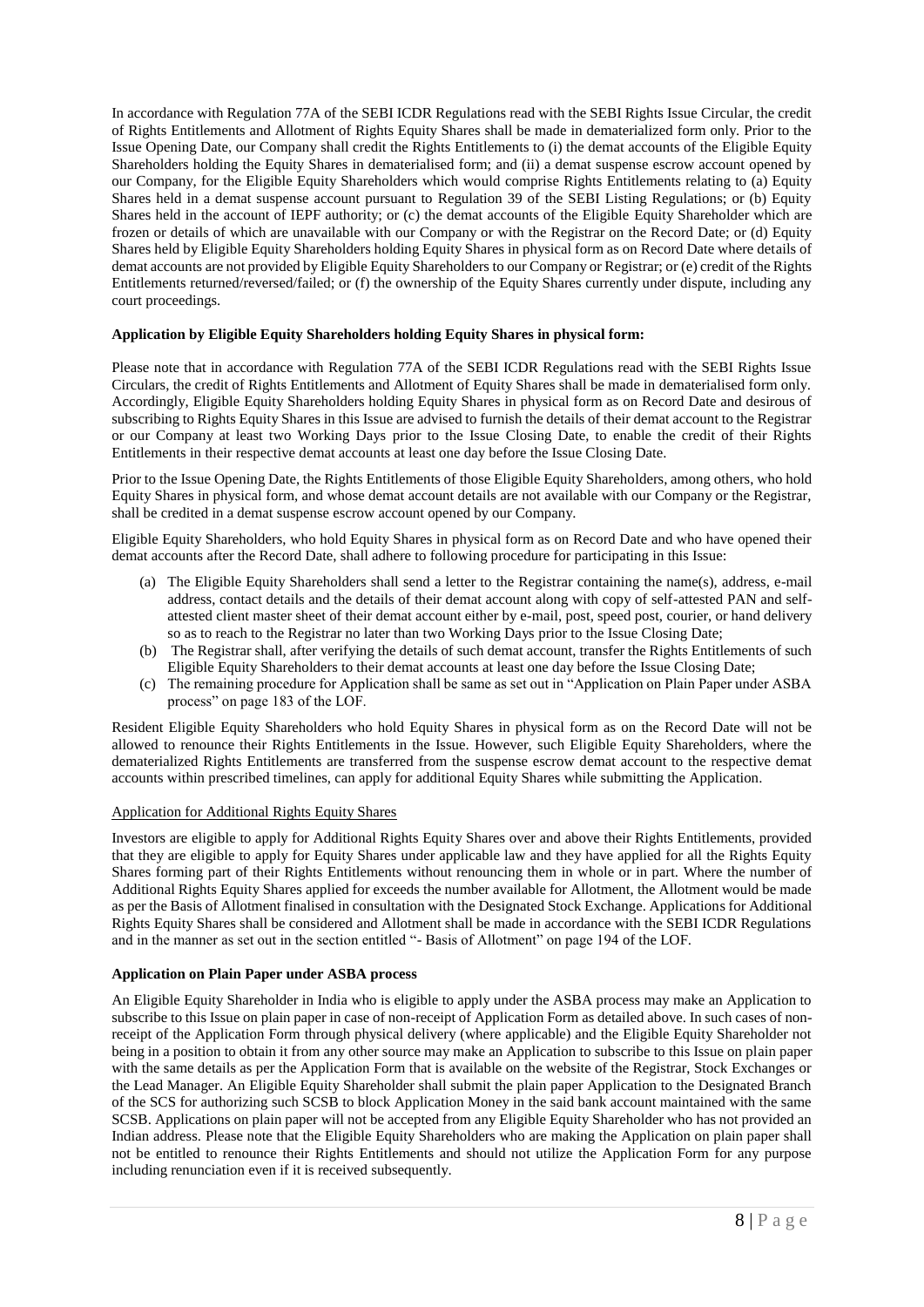In accordance with Regulation 77A of the SEBI ICDR Regulations read with the SEBI Rights Issue Circular, the credit of Rights Entitlements and Allotment of Rights Equity Shares shall be made in dematerialized form only. Prior to the Issue Opening Date, our Company shall credit the Rights Entitlements to (i) the demat accounts of the Eligible Equity Shareholders holding the Equity Shares in dematerialised form; and (ii) a demat suspense escrow account opened by our Company, for the Eligible Equity Shareholders which would comprise Rights Entitlements relating to (a) Equity Shares held in a demat suspense account pursuant to Regulation 39 of the SEBI Listing Regulations; or (b) Equity Shares held in the account of IEPF authority; or (c) the demat accounts of the Eligible Equity Shareholder which are frozen or details of which are unavailable with our Company or with the Registrar on the Record Date; or (d) Equity Shares held by Eligible Equity Shareholders holding Equity Shares in physical form as on Record Date where details of demat accounts are not provided by Eligible Equity Shareholders to our Company or Registrar; or (e) credit of the Rights Entitlements returned/reversed/failed; or (f) the ownership of the Equity Shares currently under dispute, including any court proceedings.

**Application by Eligible Equity Shareholders holding Equity Shares in physical form:**

Please note that in accordance with Regulation 77A of the SEBI ICDR Regulations read with the SEBI Rights Issue Circulars, the credit of Rights Entitlements and Allotment of Equity Shares shall be made in dematerialised form only. Accordingly, Eligible Equity Shareholders holding Equity Shares in physical form as on Record Date and desirous of subscribing to Rights Equity Shares in this Issue are advised to furnish the details of their demat account to the Registrar or our Company at least two Working Days prior to the Issue Closing Date, to enable the credit of their Rights Entitlements in their respective demat accounts at least one day before the Issue Closing Date.

Prior to the Issue Opening Date, the Rights Entitlements of those Eligible Equity Shareholders, among others, who hold Equity Shares in physical form, and whose demat account details are not available with our Company or the Registrar, shall be credited in a demat suspense escrow account opened by our Company.

Eligible Equity Shareholders, who hold Equity Shares in physical form as on Record Date and who have opened their demat accounts after the Record Date, shall adhere to following procedure for participating in this Issue:

(a) The Eligible Equity Shareholders shall send a letter to the Registrar containing the name(s), address, e-mail address, contact details and the details of their demat account along with copy of self-attested PAN and self-attested client master sheet of their demat account either by e-mail, post, speed post, courier, or hand delivery so as to reach to the Registrar no later than two Working Days prior to the Issue Closing Date;

(b) The Registrar shall, after verifying the details of such demat account, transfer the Rights Entitlements of such Eligible Equity Shareholders to their demat accounts at least one day before the Issue Closing Date;

(c) The remaining procedure for Application shall be same as set out in "Application on Plain Paper under ASBA process" on page 183 of the LOF.

Resident Eligible Equity Shareholders who hold Equity Shares in physical form as on the Record Date will not be allowed to renounce their Rights Entitlements in the Issue. However, such Eligible Equity Shareholders, where the dematerialized Rights Entitlements are transferred from the suspense escrow demat account to the respective demat accounts within prescribed timelines, can apply for additional Equity Shares while submitting the Application.

<u>Application for Additional Rights Equity Shares</u>

Investors are eligible to apply for Additional Rights Equity Shares over and above their Rights Entitlements, provided that they are eligible to apply for Equity Shares under applicable law and they have applied for all the Rights Equity Shares forming part of their Rights Entitlements without renouncing them in whole or in part. Where the number of Additional Rights Equity Shares applied for exceeds the number available for Allotment, the Allotment would be made as per the Basis of Allotment finalised in consultation with the Designated Stock Exchange. Applications for Additional Rights Equity Shares shall be considered and Allotment shall be made in accordance with the SEBI ICDR Regulations and in the manner as set out in the section entitled "- Basis of Allotment" on page 194 of the LOF.

**Application on Plain Paper under ASBA process**

An Eligible Equity Shareholder in India who is eligible to apply under the ASBA process may make an Application to subscribe to this Issue on plain paper in case of non-receipt of Application Form as detailed above. In such cases of non-receipt of the Application Form through physical delivery (where applicable) and the Eligible Equity Shareholder not being in a position to obtain it from any other source may make an Application to subscribe to this Issue on plain paper with the same details as per the Application Form that is available on the website of the Registrar, Stock Exchanges or the Lead Manager. An Eligible Equity Shareholder shall submit the plain paper Application to the Designated Branch of the SCS for authorizing such SCSB to block Application Money in the said bank account maintained with the same SCSB. Applications on plain paper will not be accepted from any Eligible Equity Shareholder who has not provided an Indian address. Please note that the Eligible Equity Shareholders who are making the Application on plain paper shall not be entitled to renounce their Rights Entitlements and should not utilize the Application Form for any purpose including renunciation even if it is received subsequently.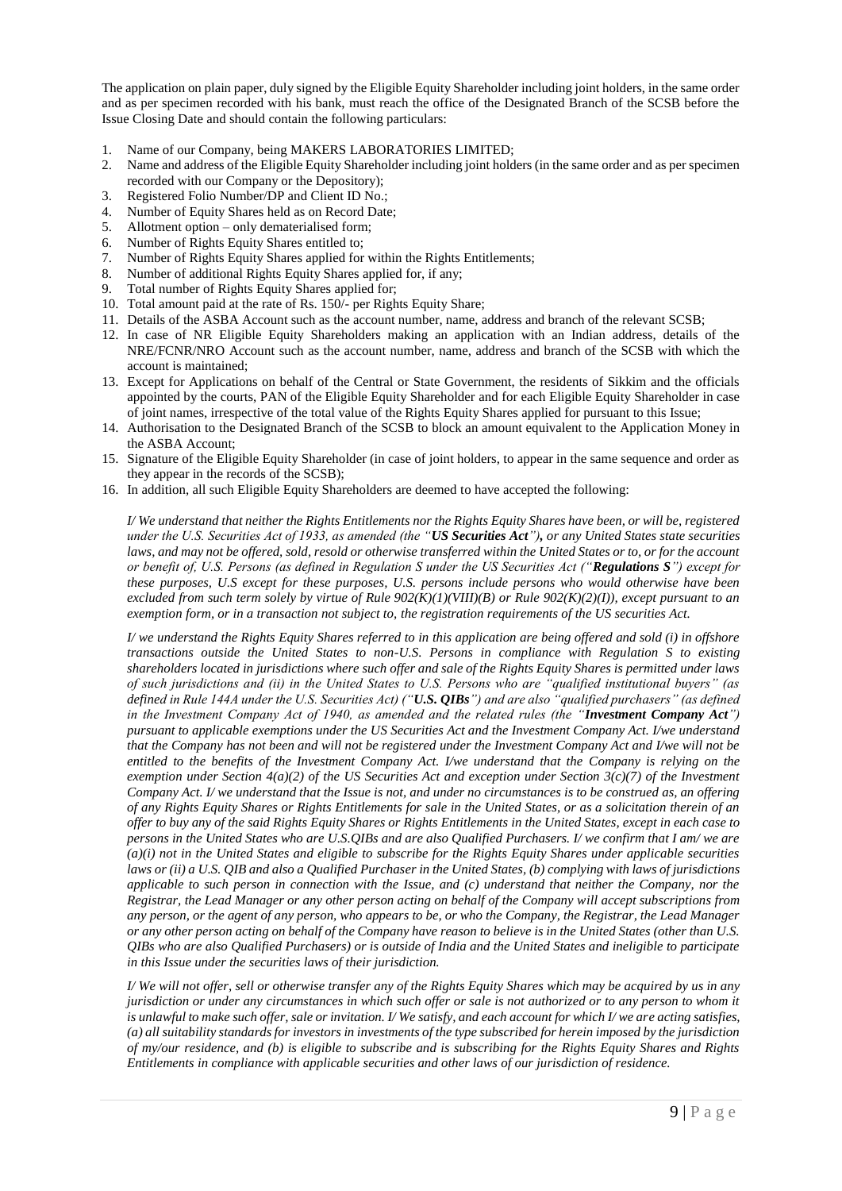The application on plain paper, duly signed by the Eligible Equity Shareholder including joint holders, in the same order and as per specimen recorded with his bank, must reach the office of the Designated Branch of the SCSB before the Issue Closing Date and should contain the following particulars:

1. Name of our Company, being MAKERS LABORATORIES LIMITED;
2. Name and address of the Eligible Equity Shareholder including joint holders (in the same order and as per specimen recorded with our Company or the Depository);
3. Registered Folio Number/DP and Client ID No.;
4. Number of Equity Shares held as on Record Date;
5. Allotment option – only dematerialised form;
6. Number of Rights Equity Shares entitled to;
7. Number of Rights Equity Shares applied for within the Rights Entitlements;
8. Number of additional Rights Equity Shares applied for, if any;
9. Total number of Rights Equity Shares applied for;
10. Total amount paid at the rate of Rs. 150/- per Rights Equity Share;
11. Details of the ASBA Account such as the account number, name, address and branch of the relevant SCSB;
12. In case of NR Eligible Equity Shareholders making an application with an Indian address, details of the NRE/FCNR/NRO Account such as the account number, name, address and branch of the SCSB with which the account is maintained;
13. Except for Applications on behalf of the Central or State Government, the residents of Sikkim and the officials appointed by the courts, PAN of the Eligible Equity Shareholder and for each Eligible Equity Shareholder in case of joint names, irrespective of the total value of the Rights Equity Shares applied for pursuant to this Issue;
14. Authorisation to the Designated Branch of the SCSB to block an amount equivalent to the Application Money in the ASBA Account;
15. Signature of the Eligible Equity Shareholder (in case of joint holders, to appear in the same sequence and order as they appear in the records of the SCSB);
16. In addition, all such Eligible Equity Shareholders are deemed to have accepted the following:

*I/ We understand that neither the Rights Entitlements nor the Rights Equity Shares have been, or will be, registered under the U.S. Securities Act of 1933, as amended (the "**US Securities Act**"), or any United States state securities laws, and may not be offered, sold, resold or otherwise transferred within the United States or to, or for the account or benefit of, U.S. Persons (as defined in Regulation S under the US Securities Act ("**Regulations S**") except for these purposes, U.S except for these purposes, U.S. persons include persons who would otherwise have been excluded from such term solely by virtue of Rule 902(K)(1)(VIII)(B) or Rule 902(K)(2)(I)), except pursuant to an exemption form, or in a transaction not subject to, the registration requirements of the US securities Act.*

*I/ we understand the Rights Equity Shares referred to in this application are being offered and sold (i) in offshore transactions outside the United States to non-U.S. Persons in compliance with Regulation S to existing shareholders located in jurisdictions where such offer and sale of the Rights Equity Shares is permitted under laws of such jurisdictions and (ii) in the United States to U.S. Persons who are "qualified institutional buyers" (as defined in Rule 144A under the U.S. Securities Act) ("**U.S. QIBs**") and are also "qualified purchasers" (as defined in the Investment Company Act of 1940, as amended and the related rules (the "**Investment Company Act**") pursuant to applicable exemptions under the US Securities Act and the Investment Company Act. I/we understand that the Company has not been and will not be registered under the Investment Company Act and I/we will not be entitled to the benefits of the Investment Company Act. I/we understand that the Company is relying on the exemption under Section 4(a)(2) of the US Securities Act and exception under Section 3(c)(7) of the Investment Company Act. I/ we understand that the Issue is not, and under no circumstances is to be construed as, an offering of any Rights Equity Shares or Rights Entitlements for sale in the United States, or as a solicitation therein of an offer to buy any of the said Rights Equity Shares or Rights Entitlements in the United States, except in each case to persons in the United States who are U.S.QIBs and are also Qualified Purchasers. I/ we confirm that I am/ we are (a)(i) not in the United States and eligible to subscribe for the Rights Equity Shares under applicable securities laws or (ii) a U.S. QIB and also a Qualified Purchaser in the United States, (b) complying with laws of jurisdictions applicable to such person in connection with the Issue, and (c) understand that neither the Company, nor the Registrar, the Lead Manager or any other person acting on behalf of the Company will accept subscriptions from any person, or the agent of any person, who appears to be, or who the Company, the Registrar, the Lead Manager or any other person acting on behalf of the Company have reason to believe is in the United States (other than U.S. QIBs who are also Qualified Purchasers) or is outside of India and the United States and ineligible to participate in this Issue under the securities laws of their jurisdiction.*

*I/ We will not offer, sell or otherwise transfer any of the Rights Equity Shares which may be acquired by us in any jurisdiction or under any circumstances in which such offer or sale is not authorized or to any person to whom it is unlawful to make such offer, sale or invitation. I/ We satisfy, and each account for which I/ we are acting satisfies, (a) all suitability standards for investors in investments of the type subscribed for herein imposed by the jurisdiction of my/our residence, and (b) is eligible to subscribe and is subscribing for the Rights Equity Shares and Rights Entitlements in compliance with applicable securities and other laws of our jurisdiction of residence.*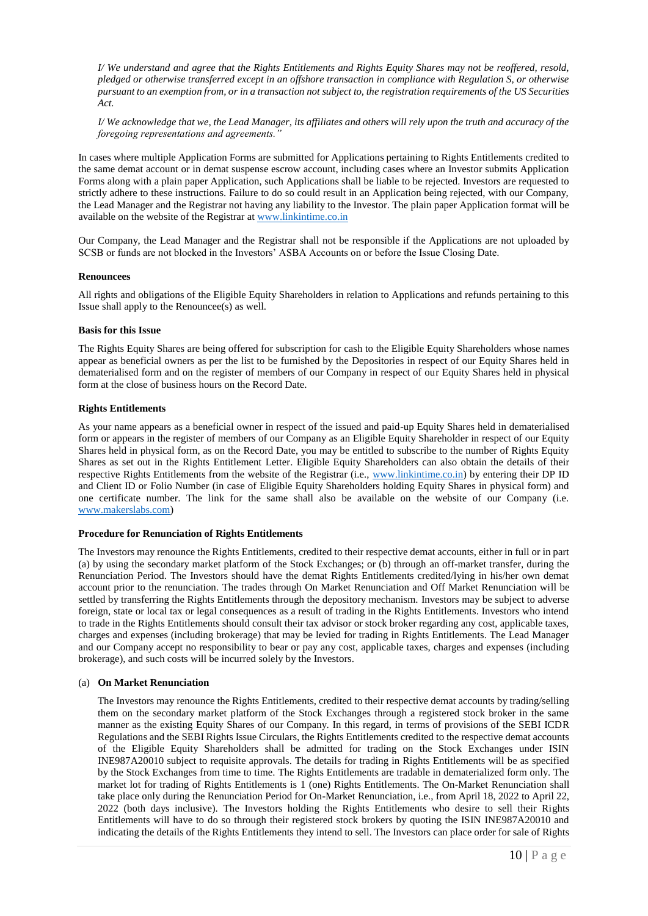*I/ We understand and agree that the Rights Entitlements and Rights Equity Shares may not be reoffered, resold, pledged or otherwise transferred except in an offshore transaction in compliance with Regulation S, or otherwise pursuant to an exemption from, or in a transaction not subject to, the registration requirements of the US Securities Act.*

*I/ We acknowledge that we, the Lead Manager, its affiliates and others will rely upon the truth and accuracy of the foregoing representations and agreements."*

In cases where multiple Application Forms are submitted for Applications pertaining to Rights Entitlements credited to the same demat account or in demat suspense escrow account, including cases where an Investor submits Application Forms along with a plain paper Application, such Applications shall be liable to be rejected. Investors are requested to strictly adhere to these instructions. Failure to do so could result in an Application being rejected, with our Company, the Lead Manager and the Registrar not having any liability to the Investor. The plain paper Application format will be available on the website of the Registrar at www.linkintime.co.in

Our Company, the Lead Manager and the Registrar shall not be responsible if the Applications are not uploaded by SCSB or funds are not blocked in the Investors' ASBA Accounts on or before the Issue Closing Date.

**Renouncees**

All rights and obligations of the Eligible Equity Shareholders in relation to Applications and refunds pertaining to this Issue shall apply to the Renouncee(s) as well.

**Basis for this Issue**

The Rights Equity Shares are being offered for subscription for cash to the Eligible Equity Shareholders whose names appear as beneficial owners as per the list to be furnished by the Depositories in respect of our Equity Shares held in dematerialised form and on the register of members of our Company in respect of our Equity Shares held in physical form at the close of business hours on the Record Date.

**Rights Entitlements**

As your name appears as a beneficial owner in respect of the issued and paid-up Equity Shares held in dematerialised form or appears in the register of members of our Company as an Eligible Equity Shareholder in respect of our Equity Shares held in physical form, as on the Record Date, you may be entitled to subscribe to the number of Rights Equity Shares as set out in the Rights Entitlement Letter. Eligible Equity Shareholders can also obtain the details of their respective Rights Entitlements from the website of the Registrar (i.e., www.linkintime.co.in) by entering their DP ID and Client ID or Folio Number (in case of Eligible Equity Shareholders holding Equity Shares in physical form) and one certificate number. The link for the same shall also be available on the website of our Company (i.e. www.makerslabs.com)

**Procedure for Renunciation of Rights Entitlements**

The Investors may renounce the Rights Entitlements, credited to their respective demat accounts, either in full or in part (a) by using the secondary market platform of the Stock Exchanges; or (b) through an off-market transfer, during the Renunciation Period. The Investors should have the demat Rights Entitlements credited/lying in his/her own demat account prior to the renunciation. The trades through On Market Renunciation and Off Market Renunciation will be settled by transferring the Rights Entitlements through the depository mechanism. Investors may be subject to adverse foreign, state or local tax or legal consequences as a result of trading in the Rights Entitlements. Investors who intend to trade in the Rights Entitlements should consult their tax advisor or stock broker regarding any cost, applicable taxes, charges and expenses (including brokerage) that may be levied for trading in Rights Entitlements. The Lead Manager and our Company accept no responsibility to bear or pay any cost, applicable taxes, charges and expenses (including brokerage), and such costs will be incurred solely by the Investors.

(a) **On Market Renunciation**

The Investors may renounce the Rights Entitlements, credited to their respective demat accounts by trading/selling them on the secondary market platform of the Stock Exchanges through a registered stock broker in the same manner as the existing Equity Shares of our Company. In this regard, in terms of provisions of the SEBI ICDR Regulations and the SEBI Rights Issue Circulars, the Rights Entitlements credited to the respective demat accounts of the Eligible Equity Shareholders shall be admitted for trading on the Stock Exchanges under ISIN INE987A20010 subject to requisite approvals. The details for trading in Rights Entitlements will be as specified by the Stock Exchanges from time to time. The Rights Entitlements are tradable in dematerialized form only. The market lot for trading of Rights Entitlements is 1 (one) Rights Entitlements. The On-Market Renunciation shall take place only during the Renunciation Period for On-Market Renunciation, i.e., from April 18, 2022 to April 22, 2022 (both days inclusive). The Investors holding the Rights Entitlements who desire to sell their Rights Entitlements will have to do so through their registered stock brokers by quoting the ISIN INE987A20010 and indicating the details of the Rights Entitlements they intend to sell. The Investors can place order for sale of Rights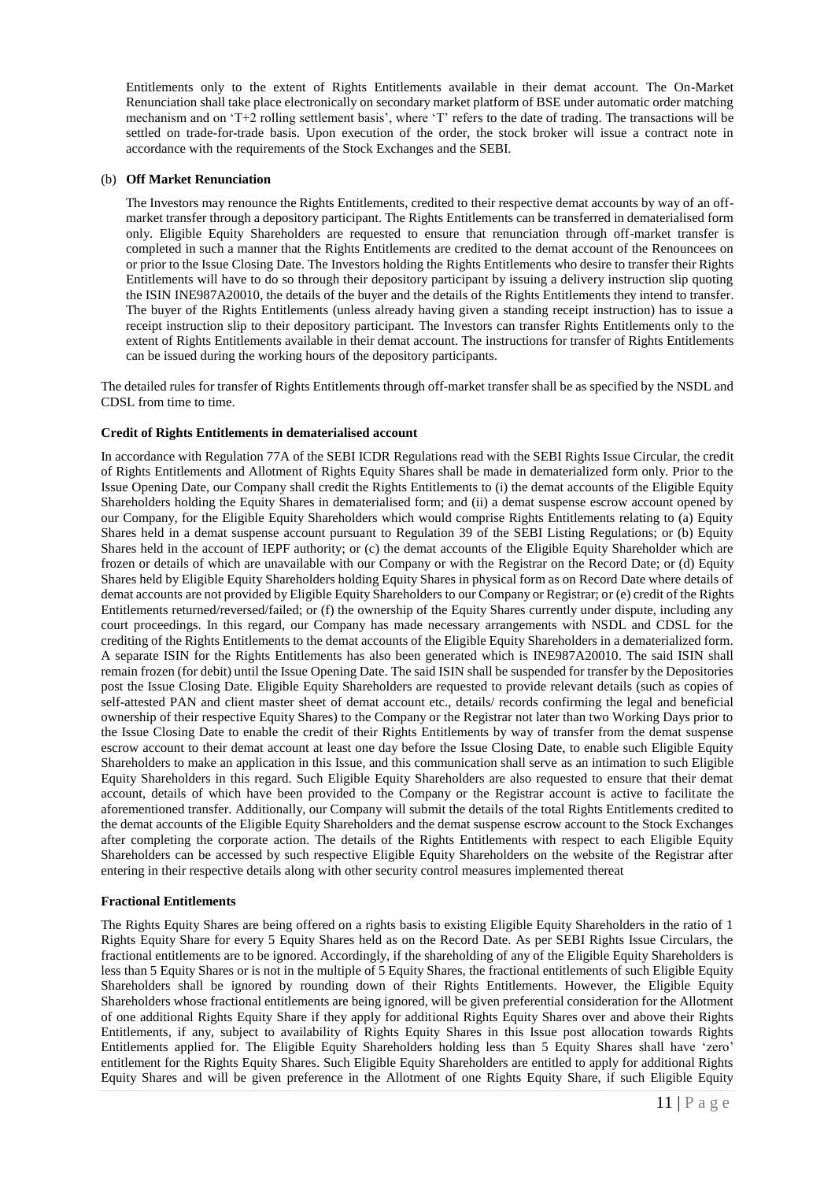Entitlements only to the extent of Rights Entitlements available in their demat account. The On-Market Renunciation shall take place electronically on secondary market platform of BSE under automatic order matching mechanism and on 'T+2 rolling settlement basis', where 'T' refers to the date of trading. The transactions will be settled on trade-for-trade basis. Upon execution of the order, the stock broker will issue a contract note in accordance with the requirements of the Stock Exchanges and the SEBI.

(b) **Off Market Renunciation**

The Investors may renounce the Rights Entitlements, credited to their respective demat accounts by way of an off-market transfer through a depository participant. The Rights Entitlements can be transferred in dematerialised form only. Eligible Equity Shareholders are requested to ensure that renunciation through off-market transfer is completed in such a manner that the Rights Entitlements are credited to the demat account of the Renouncees on or prior to the Issue Closing Date. The Investors holding the Rights Entitlements who desire to transfer their Rights Entitlements will have to do so through their depository participant by issuing a delivery instruction slip quoting the ISIN INE987A20010, the details of the buyer and the details of the Rights Entitlements they intend to transfer. The buyer of the Rights Entitlements (unless already having given a standing receipt instruction) has to issue a receipt instruction slip to their depository participant. The Investors can transfer Rights Entitlements only to the extent of Rights Entitlements available in their demat account. The instructions for transfer of Rights Entitlements can be issued during the working hours of the depository participants.

The detailed rules for transfer of Rights Entitlements through off-market transfer shall be as specified by the NSDL and CDSL from time to time.

**Credit of Rights Entitlements in dematerialised account**

In accordance with Regulation 77A of the SEBI ICDR Regulations read with the SEBI Rights Issue Circular, the credit of Rights Entitlements and Allotment of Rights Equity Shares shall be made in dematerialized form only. Prior to the Issue Opening Date, our Company shall credit the Rights Entitlements to (i) the demat accounts of the Eligible Equity Shareholders holding the Equity Shares in dematerialised form; and (ii) a demat suspense escrow account opened by our Company, for the Eligible Equity Shareholders which would comprise Rights Entitlements relating to (a) Equity Shares held in a demat suspense account pursuant to Regulation 39 of the SEBI Listing Regulations; or (b) Equity Shares held in the account of IEPF authority; or (c) the demat accounts of the Eligible Equity Shareholder which are frozen or details of which are unavailable with our Company or with the Registrar on the Record Date; or (d) Equity Shares held by Eligible Equity Shareholders holding Equity Shares in physical form as on Record Date where details of demat accounts are not provided by Eligible Equity Shareholders to our Company or Registrar; or (e) credit of the Rights Entitlements returned/reversed/failed; or (f) the ownership of the Equity Shares currently under dispute, including any court proceedings. In this regard, our Company has made necessary arrangements with NSDL and CDSL for the crediting of the Rights Entitlements to the demat accounts of the Eligible Equity Shareholders in a dematerialized form. A separate ISIN for the Rights Entitlements has also been generated which is INE987A20010. The said ISIN shall remain frozen (for debit) until the Issue Opening Date. The said ISIN shall be suspended for transfer by the Depositories post the Issue Closing Date. Eligible Equity Shareholders are requested to provide relevant details (such as copies of self-attested PAN and client master sheet of demat account etc., details/ records confirming the legal and beneficial ownership of their respective Equity Shares) to the Company or the Registrar not later than two Working Days prior to the Issue Closing Date to enable the credit of their Rights Entitlements by way of transfer from the demat suspense escrow account to their demat account at least one day before the Issue Closing Date, to enable such Eligible Equity Shareholders to make an application in this Issue, and this communication shall serve as an intimation to such Eligible Equity Shareholders in this regard. Such Eligible Equity Shareholders are also requested to ensure that their demat account, details of which have been provided to the Company or the Registrar account is active to facilitate the aforementioned transfer. Additionally, our Company will submit the details of the total Rights Entitlements credited to the demat accounts of the Eligible Equity Shareholders and the demat suspense escrow account to the Stock Exchanges after completing the corporate action. The details of the Rights Entitlements with respect to each Eligible Equity Shareholders can be accessed by such respective Eligible Equity Shareholders on the website of the Registrar after entering in their respective details along with other security control measures implemented thereat

**Fractional Entitlements**

The Rights Equity Shares are being offered on a rights basis to existing Eligible Equity Shareholders in the ratio of 1 Rights Equity Share for every 5 Equity Shares held as on the Record Date. As per SEBI Rights Issue Circulars, the fractional entitlements are to be ignored. Accordingly, if the shareholding of any of the Eligible Equity Shareholders is less than 5 Equity Shares or is not in the multiple of 5 Equity Shares, the fractional entitlements of such Eligible Equity Shareholders shall be ignored by rounding down of their Rights Entitlements. However, the Eligible Equity Shareholders whose fractional entitlements are being ignored, will be given preferential consideration for the Allotment of one additional Rights Equity Share if they apply for additional Rights Equity Shares over and above their Rights Entitlements, if any, subject to availability of Rights Equity Shares in this Issue post allocation towards Rights Entitlements applied for. The Eligible Equity Shareholders holding less than 5 Equity Shares shall have 'zero' entitlement for the Rights Equity Shares. Such Eligible Equity Shareholders are entitled to apply for additional Rights Equity Shares and will be given preference in the Allotment of one Rights Equity Share, if such Eligible Equity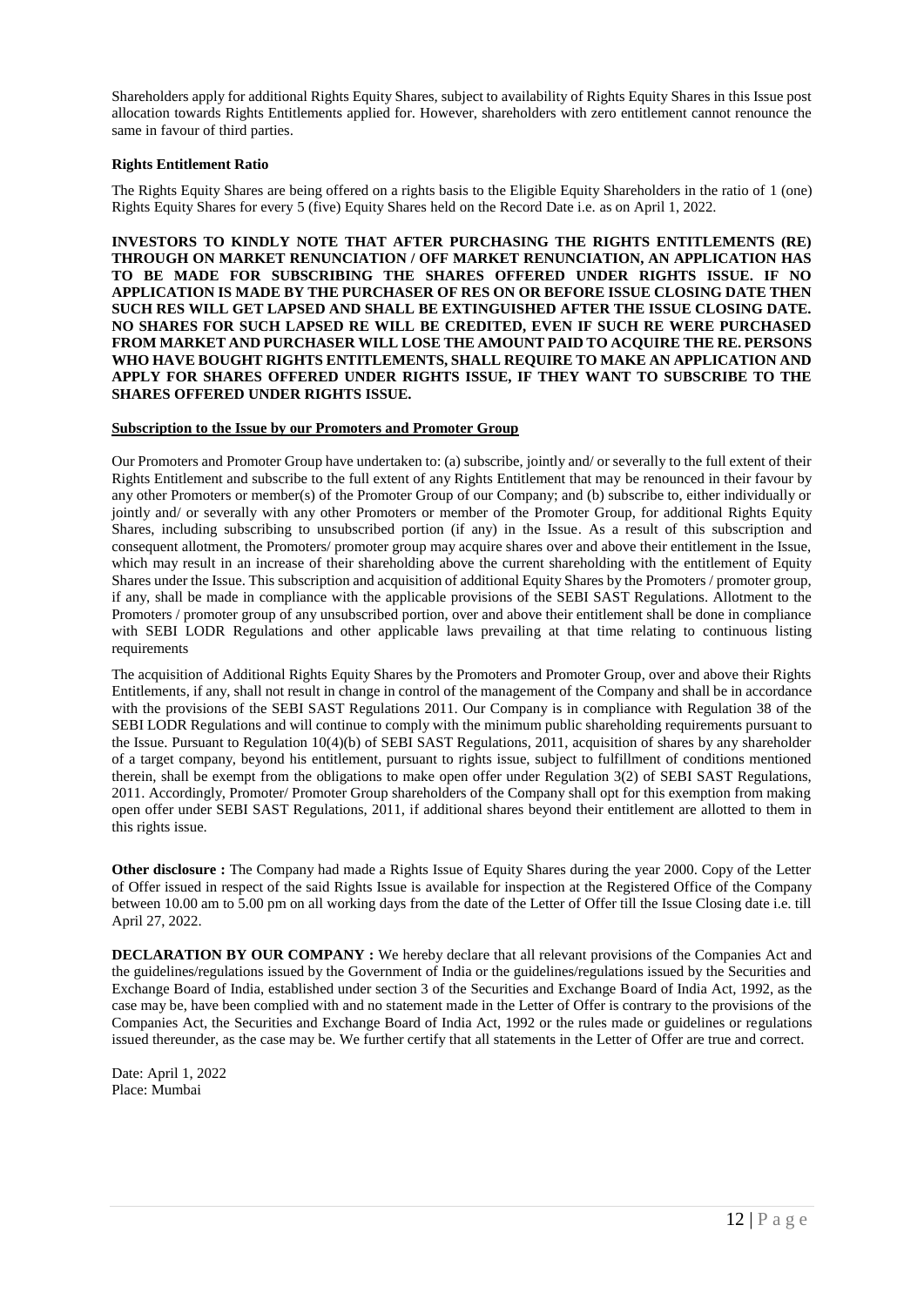Shareholders apply for additional Rights Equity Shares, subject to availability of Rights Equity Shares in this Issue post allocation towards Rights Entitlements applied for. However, shareholders with zero entitlement cannot renounce the same in favour of third parties.

**Rights Entitlement Ratio**

The Rights Equity Shares are being offered on a rights basis to the Eligible Equity Shareholders in the ratio of 1 (one) Rights Equity Shares for every 5 (five) Equity Shares held on the Record Date i.e. as on April 1, 2022.

**INVESTORS TO KINDLY NOTE THAT AFTER PURCHASING THE RIGHTS ENTITLEMENTS (RE) THROUGH ON MARKET RENUNCIATION / OFF MARKET RENUNCIATION, AN APPLICATION HAS TO BE MADE FOR SUBSCRIBING THE SHARES OFFERED UNDER RIGHTS ISSUE. IF NO APPLICATION IS MADE BY THE PURCHASER OF RES ON OR BEFORE ISSUE CLOSING DATE THEN SUCH RES WILL GET LAPSED AND SHALL BE EXTINGUISHED AFTER THE ISSUE CLOSING DATE. NO SHARES FOR SUCH LAPSED RE WILL BE CREDITED, EVEN IF SUCH RE WERE PURCHASED FROM MARKET AND PURCHASER WILL LOSE THE AMOUNT PAID TO ACQUIRE THE RE. PERSONS WHO HAVE BOUGHT RIGHTS ENTITLEMENTS, SHALL REQUIRE TO MAKE AN APPLICATION AND APPLY FOR SHARES OFFERED UNDER RIGHTS ISSUE, IF THEY WANT TO SUBSCRIBE TO THE SHARES OFFERED UNDER RIGHTS ISSUE.**

**Subscription to the Issue by our Promoters and Promoter Group**

Our Promoters and Promoter Group have undertaken to: (a) subscribe, jointly and/ or severally to the full extent of their Rights Entitlement and subscribe to the full extent of any Rights Entitlement that may be renounced in their favour by any other Promoters or member(s) of the Promoter Group of our Company; and (b) subscribe to, either individually or jointly and/ or severally with any other Promoters or member of the Promoter Group, for additional Rights Equity Shares, including subscribing to unsubscribed portion (if any) in the Issue. As a result of this subscription and consequent allotment, the Promoters/ promoter group may acquire shares over and above their entitlement in the Issue, which may result in an increase of their shareholding above the current shareholding with the entitlement of Equity Shares under the Issue. This subscription and acquisition of additional Equity Shares by the Promoters / promoter group, if any, shall be made in compliance with the applicable provisions of the SEBI SAST Regulations. Allotment to the Promoters / promoter group of any unsubscribed portion, over and above their entitlement shall be done in compliance with SEBI LODR Regulations and other applicable laws prevailing at that time relating to continuous listing requirements

The acquisition of Additional Rights Equity Shares by the Promoters and Promoter Group, over and above their Rights Entitlements, if any, shall not result in change in control of the management of the Company and shall be in accordance with the provisions of the SEBI SAST Regulations 2011. Our Company is in compliance with Regulation 38 of the SEBI LODR Regulations and will continue to comply with the minimum public shareholding requirements pursuant to the Issue. Pursuant to Regulation 10(4)(b) of SEBI SAST Regulations, 2011, acquisition of shares by any shareholder of a target company, beyond his entitlement, pursuant to rights issue, subject to fulfillment of conditions mentioned therein, shall be exempt from the obligations to make open offer under Regulation 3(2) of SEBI SAST Regulations, 2011. Accordingly, Promoter/ Promoter Group shareholders of the Company shall opt for this exemption from making open offer under SEBI SAST Regulations, 2011, if additional shares beyond their entitlement are allotted to them in this rights issue.

**Other disclosure :** The Company had made a Rights Issue of Equity Shares during the year 2000. Copy of the Letter of Offer issued in respect of the said Rights Issue is available for inspection at the Registered Office of the Company between 10.00 am to 5.00 pm on all working days from the date of the Letter of Offer till the Issue Closing date i.e. till April 27, 2022.

**DECLARATION BY OUR COMPANY :** We hereby declare that all relevant provisions of the Companies Act and the guidelines/regulations issued by the Government of India or the guidelines/regulations issued by the Securities and Exchange Board of India, established under section 3 of the Securities and Exchange Board of India Act, 1992, as the case may be, have been complied with and no statement made in the Letter of Offer is contrary to the provisions of the Companies Act, the Securities and Exchange Board of India Act, 1992 or the rules made or guidelines or regulations issued thereunder, as the case may be. We further certify that all statements in the Letter of Offer are true and correct.

Date: April 1, 2022
Place: Mumbai